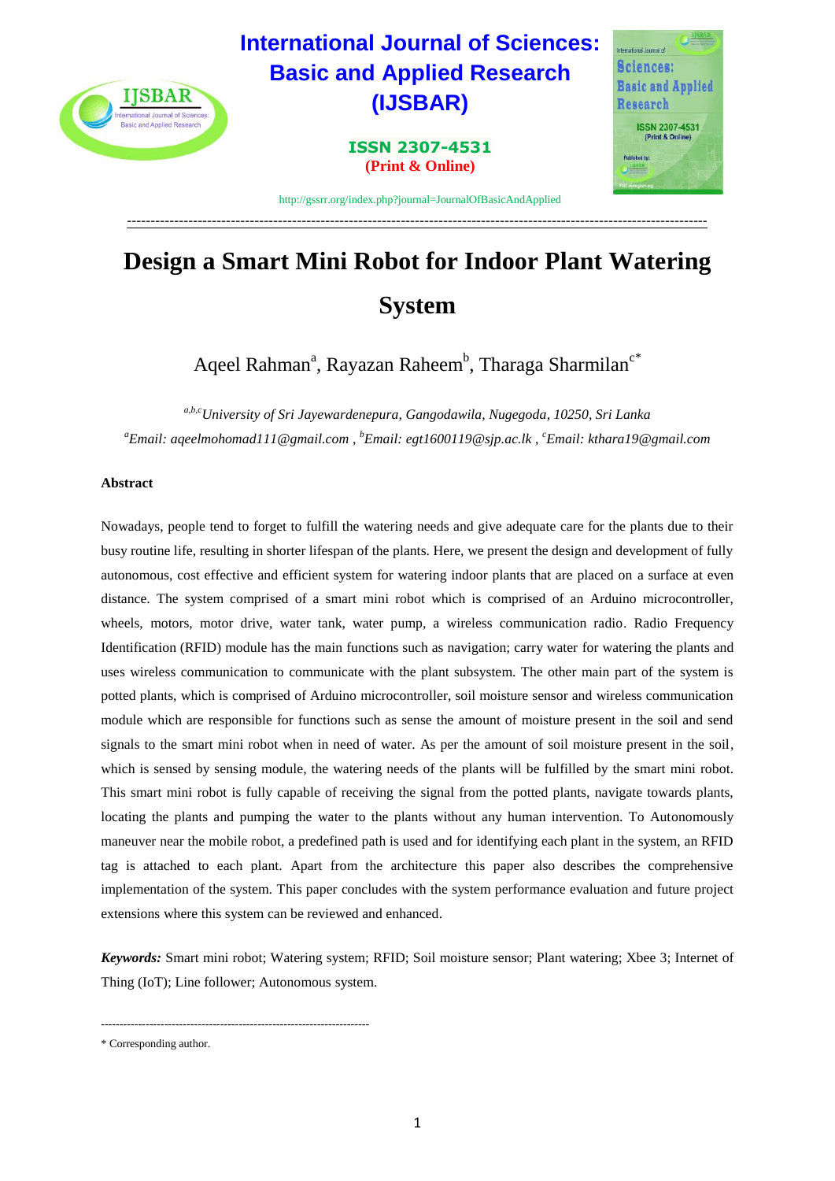# Design a Smart Mini Robot for Indoor Plant Watering System

Aqeel Rahman[a], Rayazan Raheem[b], Tharaga Sharmilan[c*]

[a,b,c]*University of Sri Jayewardenepura, Gangodawila, Nugegoda, 10250, Sri Lanka*

[a]*Email: aqeelmohomad111@gmail.com* , [b]*Email: egt1600119@sjp.ac.lk* , [c]*Email: kthara19@gmail.com*

## Abstract

Nowadays, people tend to forget to fulfill the watering needs and give adequate care for the plants due to their busy routine life, resulting in shorter lifespan of the plants. Here, we present the design and development of fully autonomous, cost effective and efficient system for watering indoor plants that are placed on a surface at even distance. The system comprised of a smart mini robot which is comprised of an Arduino microcontroller, wheels, motors, motor drive, water tank, water pump, a wireless communication radio. Radio Frequency Identification (RFID) module has the main functions such as navigation; carry water for watering the plants and uses wireless communication to communicate with the plant subsystem. The other main part of the system is potted plants, which is comprised of Arduino microcontroller, soil moisture sensor and wireless communication module which are responsible for functions such as sense the amount of moisture present in the soil and send signals to the smart mini robot when in need of water. As per the amount of soil moisture present in the soil, which is sensed by sensing module, the watering needs of the plants will be fulfilled by the smart mini robot. This smart mini robot is fully capable of receiving the signal from the potted plants, navigate towards plants, locating the plants and pumping the water to the plants without any human intervention. To Autonomously maneuver near the mobile robot, a predefined path is used and for identifying each plant in the system, an RFID tag is attached to each plant. Apart from the architecture this paper also describes the comprehensive implementation of the system. This paper concludes with the system performance evaluation and future project extensions where this system can be reviewed and enhanced.

***Keywords:*** Smart mini robot; Watering system; RFID; Soil moisture sensor; Plant watering; Xbee 3; Internet of Thing (IoT); Line follower; Autonomous system.

---

\* Corresponding author.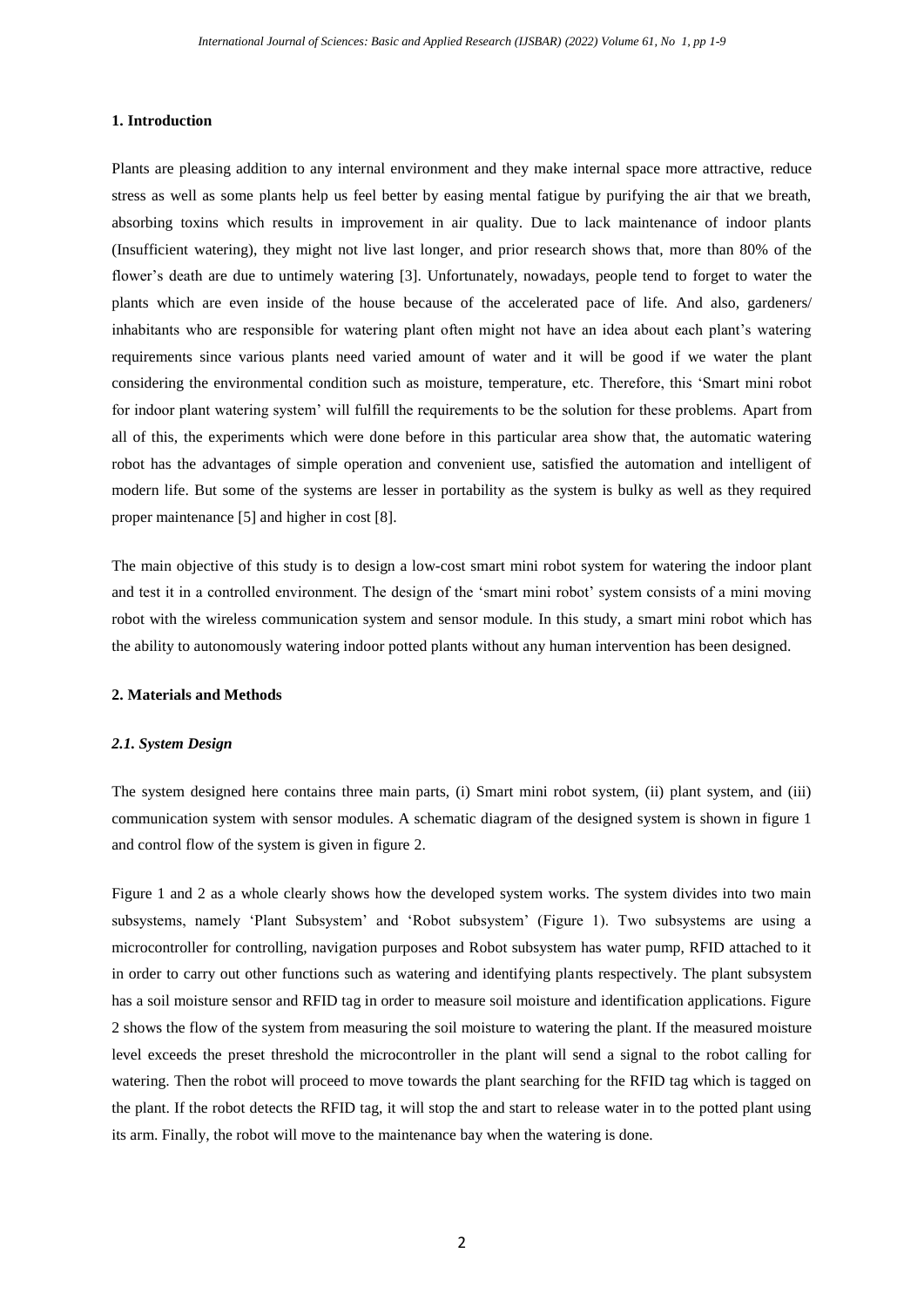## 1. Introduction

Plants are pleasing addition to any internal environment and they make internal space more attractive, reduce stress as well as some plants help us feel better by easing mental fatigue by purifying the air that we breath, absorbing toxins which results in improvement in air quality. Due to lack maintenance of indoor plants (Insufficient watering), they might not live last longer, and prior research shows that, more than 80% of the flower's death are due to untimely watering [3]. Unfortunately, nowadays, people tend to forget to water the plants which are even inside of the house because of the accelerated pace of life. And also, gardeners/ inhabitants who are responsible for watering plant often might not have an idea about each plant's watering requirements since various plants need varied amount of water and it will be good if we water the plant considering the environmental condition such as moisture, temperature, etc. Therefore, this 'Smart mini robot for indoor plant watering system' will fulfill the requirements to be the solution for these problems. Apart from all of this, the experiments which were done before in this particular area show that, the automatic watering robot has the advantages of simple operation and convenient use, satisfied the automation and intelligent of modern life. But some of the systems are lesser in portability as the system is bulky as well as they required proper maintenance [5] and higher in cost [8].

The main objective of this study is to design a low-cost smart mini robot system for watering the indoor plant and test it in a controlled environment. The design of the 'smart mini robot' system consists of a mini moving robot with the wireless communication system and sensor module. In this study, a smart mini robot which has the ability to autonomously watering indoor potted plants without any human intervention has been designed.

## 2. Materials and Methods

### *2.1. System Design*

The system designed here contains three main parts, (i) Smart mini robot system, (ii) plant system, and (iii) communication system with sensor modules. A schematic diagram of the designed system is shown in figure 1 and control flow of the system is given in figure 2.

Figure 1 and 2 as a whole clearly shows how the developed system works. The system divides into two main subsystems, namely 'Plant Subsystem' and 'Robot subsystem' (Figure 1). Two subsystems are using a microcontroller for controlling, navigation purposes and Robot subsystem has water pump, RFID attached to it in order to carry out other functions such as watering and identifying plants respectively. The plant subsystem has a soil moisture sensor and RFID tag in order to measure soil moisture and identification applications. Figure 2 shows the flow of the system from measuring the soil moisture to watering the plant. If the measured moisture level exceeds the preset threshold the microcontroller in the plant will send a signal to the robot calling for watering. Then the robot will proceed to move towards the plant searching for the RFID tag which is tagged on the plant. If the robot detects the RFID tag, it will stop the and start to release water in to the potted plant using its arm. Finally, the robot will move to the maintenance bay when the watering is done.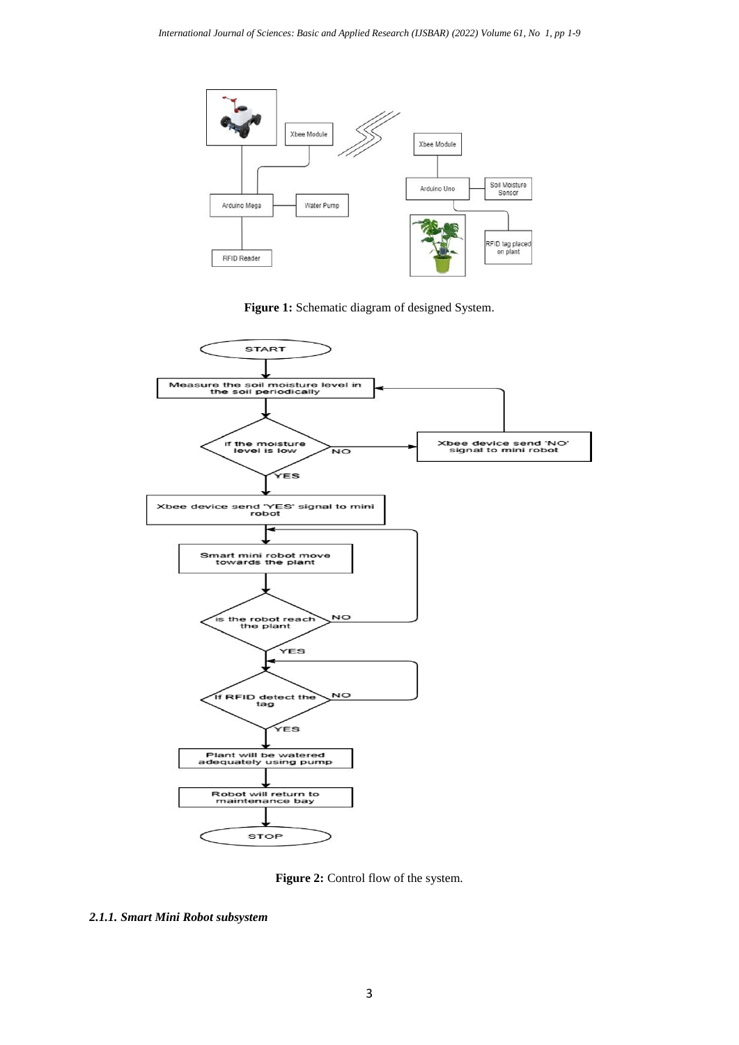**Figure 1:** Schematic diagram of designed System.

**Figure 2:** Control flow of the system.

#### *2.1.1. Smart Mini Robot subsystem*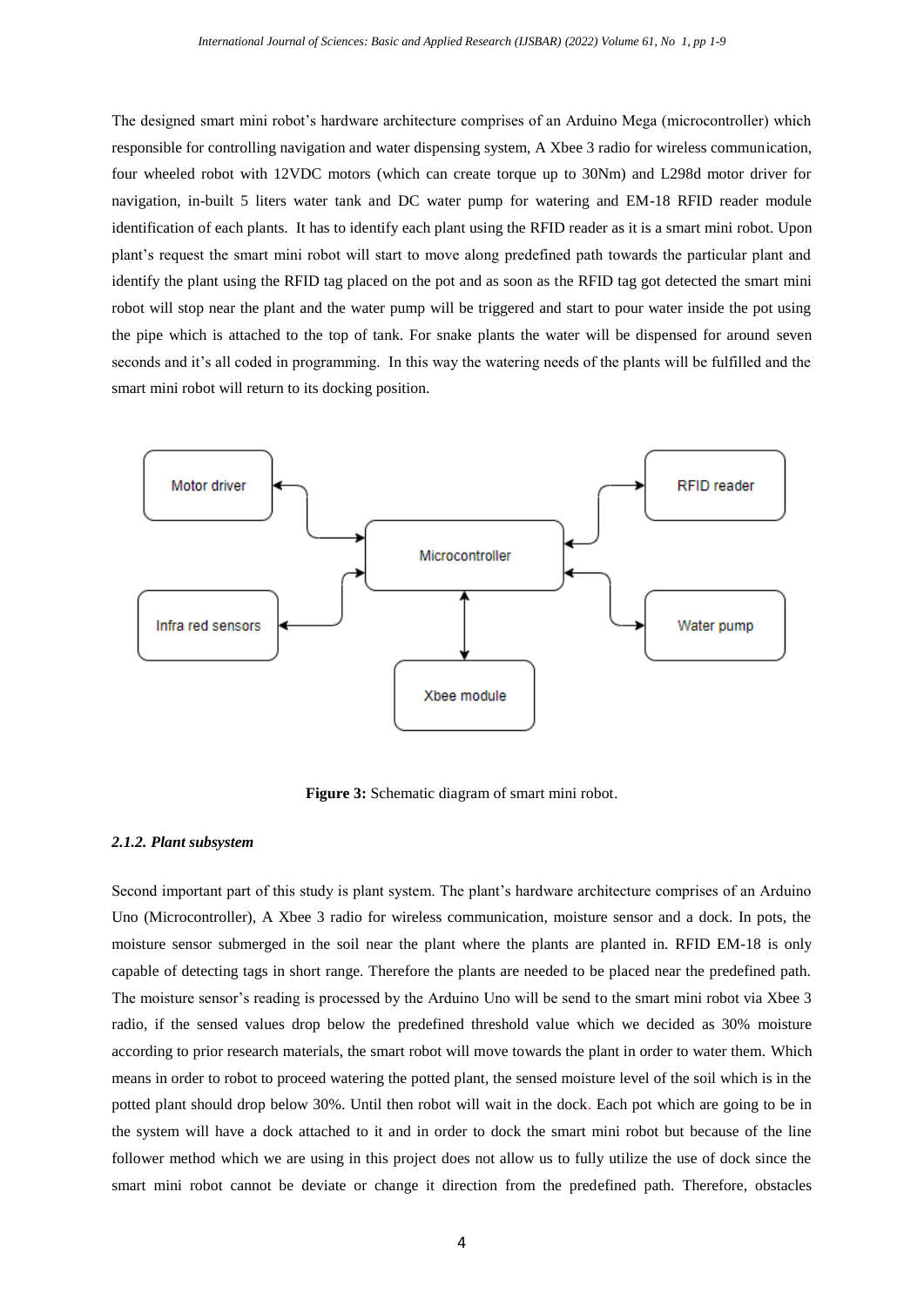The designed smart mini robot's hardware architecture comprises of an Arduino Mega (microcontroller) which responsible for controlling navigation and water dispensing system, A Xbee 3 radio for wireless communication, four wheeled robot with 12VDC motors (which can create torque up to 30Nm) and L298d motor driver for navigation, in-built 5 liters water tank and DC water pump for watering and EM-18 RFID reader module identification of each plants. It has to identify each plant using the RFID reader as it is a smart mini robot. Upon plant's request the smart mini robot will start to move along predefined path towards the particular plant and identify the plant using the RFID tag placed on the pot and as soon as the RFID tag got detected the smart mini robot will stop near the plant and the water pump will be triggered and start to pour water inside the pot using the pipe which is attached to the top of tank. For snake plants the water will be dispensed for around seven seconds and it's all coded in programming. In this way the watering needs of the plants will be fulfilled and the smart mini robot will return to its docking position.

**Figure 3:** Schematic diagram of smart mini robot.

#### *2.1.2. Plant subsystem*

Second important part of this study is plant system. The plant's hardware architecture comprises of an Arduino Uno (Microcontroller), A Xbee 3 radio for wireless communication, moisture sensor and a dock. In pots, the moisture sensor submerged in the soil near the plant where the plants are planted in. RFID EM-18 is only capable of detecting tags in short range. Therefore the plants are needed to be placed near the predefined path. The moisture sensor's reading is processed by the Arduino Uno will be send to the smart mini robot via Xbee 3 radio, if the sensed values drop below the predefined threshold value which we decided as 30% moisture according to prior research materials, the smart robot will move towards the plant in order to water them. Which means in order to robot to proceed watering the potted plant, the sensed moisture level of the soil which is in the potted plant should drop below 30%. Until then robot will wait in the dock. Each pot which are going to be in the system will have a dock attached to it and in order to dock the smart mini robot but because of the line follower method which we are using in this project does not allow us to fully utilize the use of dock since the smart mini robot cannot be deviate or change it direction from the predefined path. Therefore, obstacles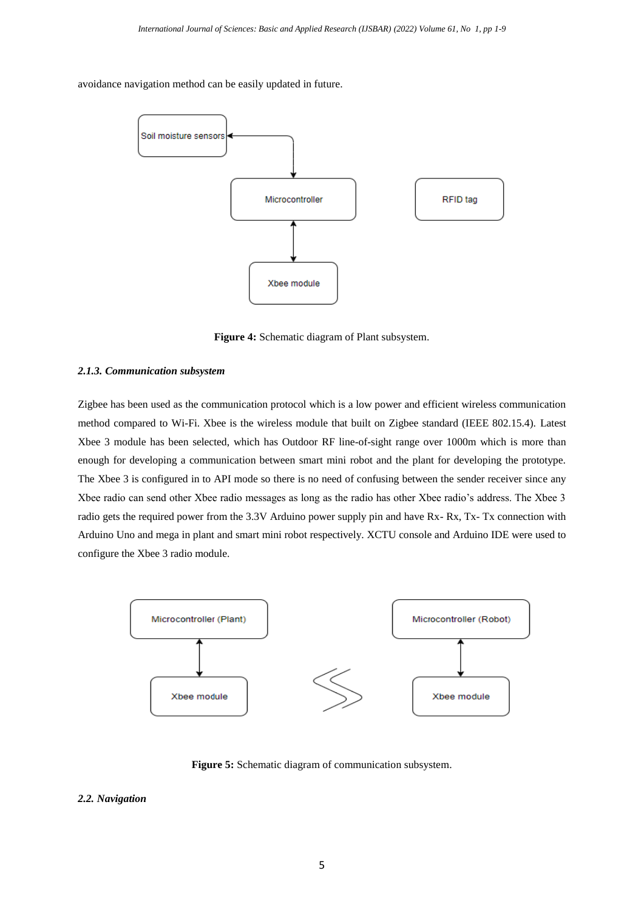avoidance navigation method can be easily updated in future.

**Figure 4:** Schematic diagram of Plant subsystem.

#### *2.1.3. Communication subsystem*

Zigbee has been used as the communication protocol which is a low power and efficient wireless communication method compared to Wi-Fi. Xbee is the wireless module that built on Zigbee standard (IEEE 802.15.4). Latest Xbee 3 module has been selected, which has Outdoor RF line-of-sight range over 1000m which is more than enough for developing a communication between smart mini robot and the plant for developing the prototype. The Xbee 3 is configured in to API mode so there is no need of confusing between the sender receiver since any Xbee radio can send other Xbee radio messages as long as the radio has other Xbee radio's address. The Xbee 3 radio gets the required power from the 3.3V Arduino power supply pin and have Rx- Rx, Tx- Tx connection with Arduino Uno and mega in plant and smart mini robot respectively. XCTU console and Arduino IDE were used to configure the Xbee 3 radio module.

**Figure 5:** Schematic diagram of communication subsystem.

### *2.2. Navigation*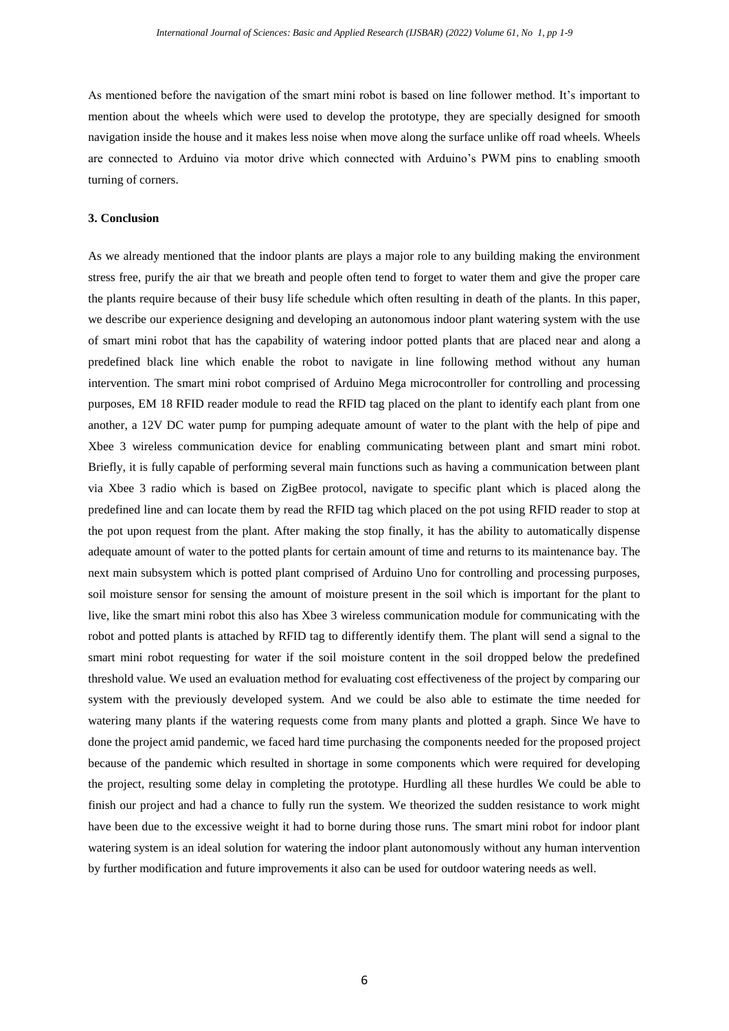As mentioned before the navigation of the smart mini robot is based on line follower method. It's important to mention about the wheels which were used to develop the prototype, they are specially designed for smooth navigation inside the house and it makes less noise when move along the surface unlike off road wheels. Wheels are connected to Arduino via motor drive which connected with Arduino's PWM pins to enabling smooth turning of corners.

### 3. Conclusion

As we already mentioned that the indoor plants are plays a major role to any building making the environment stress free, purify the air that we breath and people often tend to forget to water them and give the proper care the plants require because of their busy life schedule which often resulting in death of the plants. In this paper, we describe our experience designing and developing an autonomous indoor plant watering system with the use of smart mini robot that has the capability of watering indoor potted plants that are placed near and along a predefined black line which enable the robot to navigate in line following method without any human intervention. The smart mini robot comprised of Arduino Mega microcontroller for controlling and processing purposes, EM 18 RFID reader module to read the RFID tag placed on the plant to identify each plant from one another, a 12V DC water pump for pumping adequate amount of water to the plant with the help of pipe and Xbee 3 wireless communication device for enabling communicating between plant and smart mini robot. Briefly, it is fully capable of performing several main functions such as having a communication between plant via Xbee 3 radio which is based on ZigBee protocol, navigate to specific plant which is placed along the predefined line and can locate them by read the RFID tag which placed on the pot using RFID reader to stop at the pot upon request from the plant. After making the stop finally, it has the ability to automatically dispense adequate amount of water to the potted plants for certain amount of time and returns to its maintenance bay. The next main subsystem which is potted plant comprised of Arduino Uno for controlling and processing purposes, soil moisture sensor for sensing the amount of moisture present in the soil which is important for the plant to live, like the smart mini robot this also has Xbee 3 wireless communication module for communicating with the robot and potted plants is attached by RFID tag to differently identify them. The plant will send a signal to the smart mini robot requesting for water if the soil moisture content in the soil dropped below the predefined threshold value. We used an evaluation method for evaluating cost effectiveness of the project by comparing our system with the previously developed system. And we could be also able to estimate the time needed for watering many plants if the watering requests come from many plants and plotted a graph. Since We have to done the project amid pandemic, we faced hard time purchasing the components needed for the proposed project because of the pandemic which resulted in shortage in some components which were required for developing the project, resulting some delay in completing the prototype. Hurdling all these hurdles We could be able to finish our project and had a chance to fully run the system. We theorized the sudden resistance to work might have been due to the excessive weight it had to borne during those runs. The smart mini robot for indoor plant watering system is an ideal solution for watering the indoor plant autonomously without any human intervention by further modification and future improvements it also can be used for outdoor watering needs as well.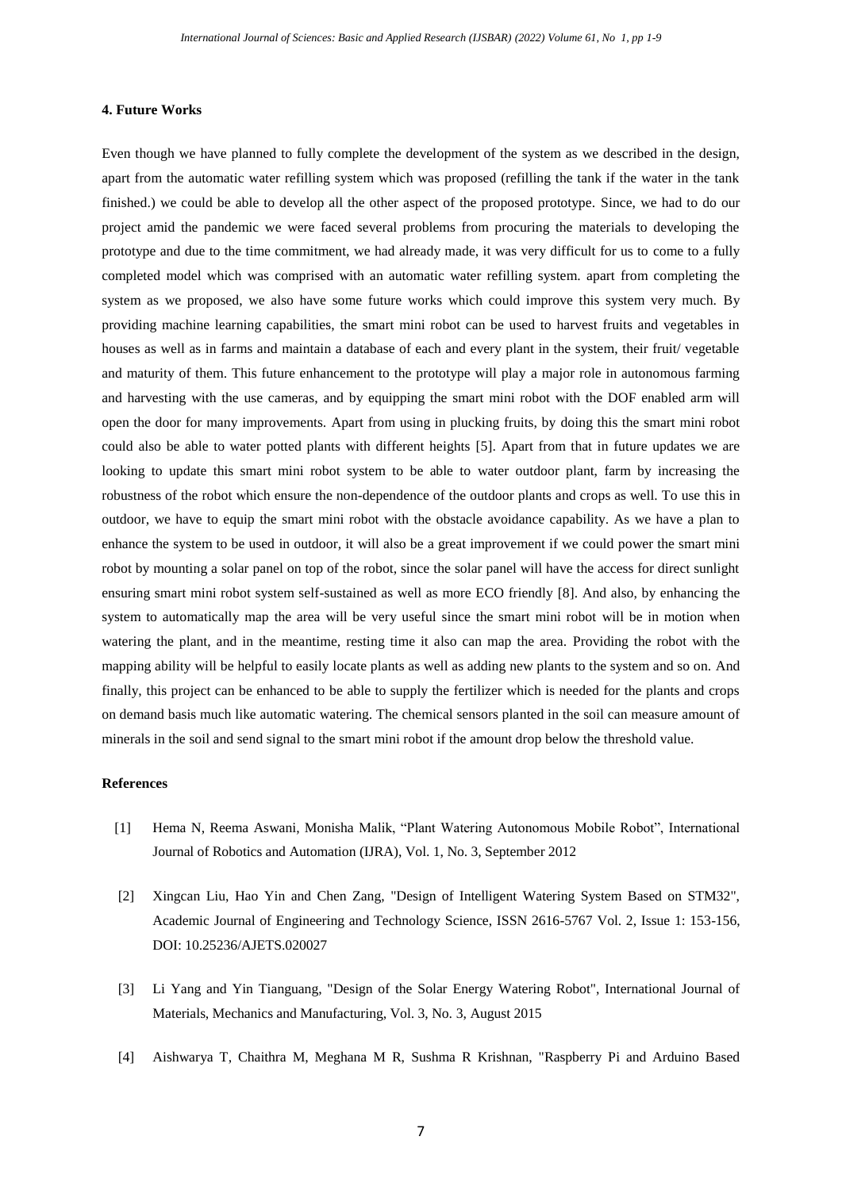## 4. Future Works

Even though we have planned to fully complete the development of the system as we described in the design, apart from the automatic water refilling system which was proposed (refilling the tank if the water in the tank finished.) we could be able to develop all the other aspect of the proposed prototype. Since, we had to do our project amid the pandemic we were faced several problems from procuring the materials to developing the prototype and due to the time commitment, we had already made, it was very difficult for us to come to a fully completed model which was comprised with an automatic water refilling system. apart from completing the system as we proposed, we also have some future works which could improve this system very much. By providing machine learning capabilities, the smart mini robot can be used to harvest fruits and vegetables in houses as well as in farms and maintain a database of each and every plant in the system, their fruit/ vegetable and maturity of them. This future enhancement to the prototype will play a major role in autonomous farming and harvesting with the use cameras, and by equipping the smart mini robot with the DOF enabled arm will open the door for many improvements. Apart from using in plucking fruits, by doing this the smart mini robot could also be able to water potted plants with different heights [5]. Apart from that in future updates we are looking to update this smart mini robot system to be able to water outdoor plant, farm by increasing the robustness of the robot which ensure the non-dependence of the outdoor plants and crops as well. To use this in outdoor, we have to equip the smart mini robot with the obstacle avoidance capability. As we have a plan to enhance the system to be used in outdoor, it will also be a great improvement if we could power the smart mini robot by mounting a solar panel on top of the robot, since the solar panel will have the access for direct sunlight ensuring smart mini robot system self-sustained as well as more ECO friendly [8]. And also, by enhancing the system to automatically map the area will be very useful since the smart mini robot will be in motion when watering the plant, and in the meantime, resting time it also can map the area. Providing the robot with the mapping ability will be helpful to easily locate plants as well as adding new plants to the system and so on. And finally, this project can be enhanced to be able to supply the fertilizer which is needed for the plants and crops on demand basis much like automatic watering. The chemical sensors planted in the soil can measure amount of minerals in the soil and send signal to the smart mini robot if the amount drop below the threshold value.

## References

[1] Hema N, Reema Aswani, Monisha Malik, "Plant Watering Autonomous Mobile Robot", International Journal of Robotics and Automation (IJRA), Vol. 1, No. 3, September 2012

[2] Xingcan Liu, Hao Yin and Chen Zang, "Design of Intelligent Watering System Based on STM32", Academic Journal of Engineering and Technology Science, ISSN 2616-5767 Vol. 2, Issue 1: 153-156, DOI: 10.25236/AJETS.020027

[3] Li Yang and Yin Tianguang, "Design of the Solar Energy Watering Robot", International Journal of Materials, Mechanics and Manufacturing, Vol. 3, No. 3, August 2015

[4] Aishwarya T, Chaithra M, Meghana M R, Sushma R Krishnan, "Raspberry Pi and Arduino Based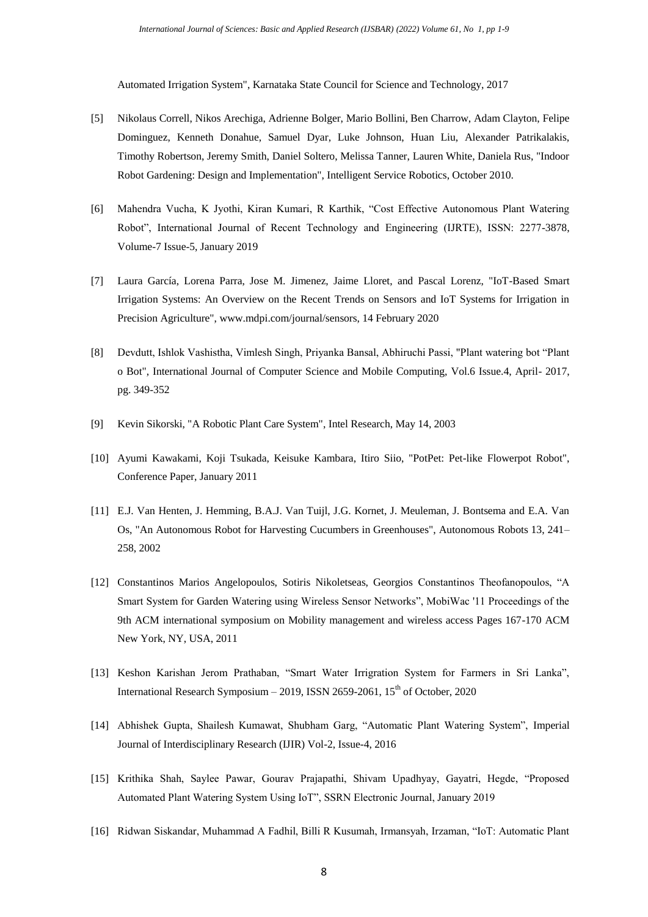Automated Irrigation System", Karnataka State Council for Science and Technology, 2017

[5] Nikolaus Correll, Nikos Arechiga, Adrienne Bolger, Mario Bollini, Ben Charrow, Adam Clayton, Felipe Dominguez, Kenneth Donahue, Samuel Dyar, Luke Johnson, Huan Liu, Alexander Patrikalakis, Timothy Robertson, Jeremy Smith, Daniel Soltero, Melissa Tanner, Lauren White, Daniela Rus, "Indoor Robot Gardening: Design and Implementation", Intelligent Service Robotics, October 2010.

[6] Mahendra Vucha, K Jyothi, Kiran Kumari, R Karthik, "Cost Effective Autonomous Plant Watering Robot", International Journal of Recent Technology and Engineering (IJRTE), ISSN: 2277-3878, Volume-7 Issue-5, January 2019

[7] Laura García, Lorena Parra, Jose M. Jimenez, Jaime Lloret, and Pascal Lorenz, "IoT-Based Smart Irrigation Systems: An Overview on the Recent Trends on Sensors and IoT Systems for Irrigation in Precision Agriculture", www.mdpi.com/journal/sensors, 14 February 2020

[8] Devdutt, Ishlok Vashistha, Vimlesh Singh, Priyanka Bansal, Abhiruchi Passi, "Plant watering bot "Plant o Bot", International Journal of Computer Science and Mobile Computing, Vol.6 Issue.4, April- 2017, pg. 349-352

[9] Kevin Sikorski, "A Robotic Plant Care System", Intel Research, May 14, 2003

[10] Ayumi Kawakami, Koji Tsukada, Keisuke Kambara, Itiro Siio, "PotPet: Pet-like Flowerpot Robot", Conference Paper, January 2011

[11] E.J. Van Henten, J. Hemming, B.A.J. Van Tuijl, J.G. Kornet, J. Meuleman, J. Bontsema and E.A. Van Os, "An Autonomous Robot for Harvesting Cucumbers in Greenhouses", Autonomous Robots 13, 241–258, 2002

[12] Constantinos Marios Angelopoulos, Sotiris Nikoletseas, Georgios Constantinos Theofanopoulos, "A Smart System for Garden Watering using Wireless Sensor Networks", MobiWac '11 Proceedings of the 9th ACM international symposium on Mobility management and wireless access Pages 167-170 ACM New York, NY, USA, 2011

[13] Keshon Karishan Jerom Prathaban, "Smart Water Irrigration System for Farmers in Sri Lanka", International Research Symposium – 2019, ISSN 2659-2061, 15th of October, 2020

[14] Abhishek Gupta, Shailesh Kumawat, Shubham Garg, "Automatic Plant Watering System", Imperial Journal of Interdisciplinary Research (IJIR) Vol-2, Issue-4, 2016

[15] Krithika Shah, Saylee Pawar, Gourav Prajapathi, Shivam Upadhyay, Gayatri, Hegde, "Proposed Automated Plant Watering System Using IoT", SSRN Electronic Journal, January 2019

[16] Ridwan Siskandar, Muhammad A Fadhil, Billi R Kusumah, Irmansyah, Irzaman, "IoT: Automatic Plant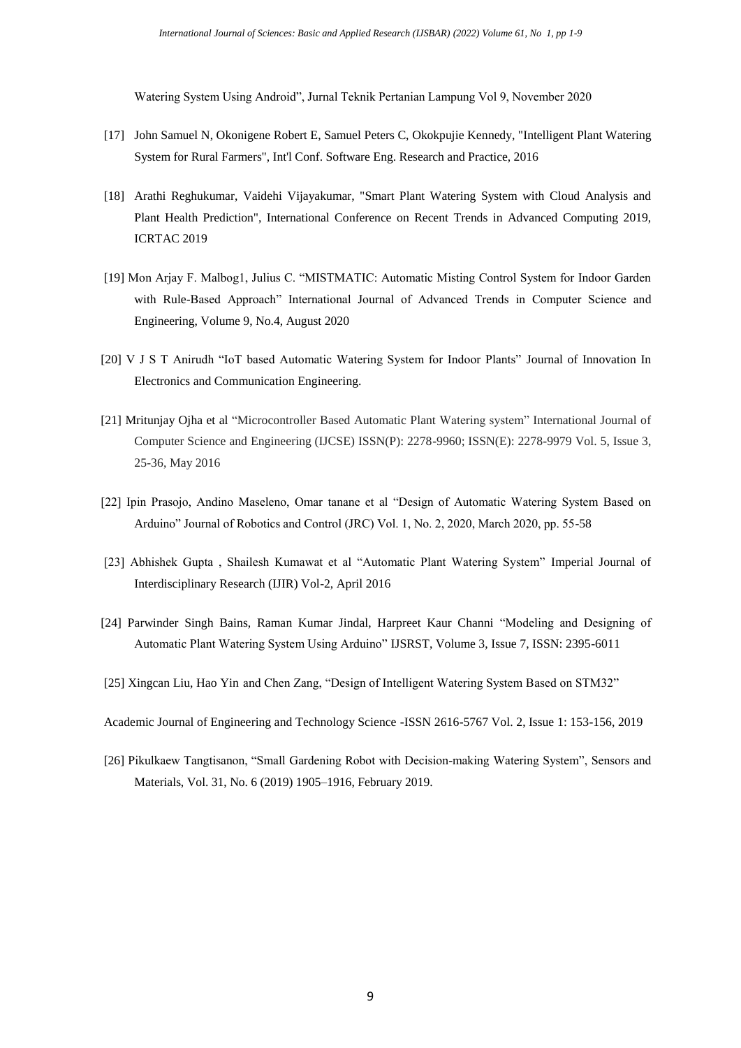Watering System Using Android", Jurnal Teknik Pertanian Lampung Vol 9, November 2020

[17] John Samuel N, Okonigene Robert E, Samuel Peters C, Okokpujie Kennedy, "Intelligent Plant Watering System for Rural Farmers", Int'l Conf. Software Eng. Research and Practice, 2016

[18] Arathi Reghukumar, Vaidehi Vijayakumar, "Smart Plant Watering System with Cloud Analysis and Plant Health Prediction", International Conference on Recent Trends in Advanced Computing 2019, ICRTAC 2019

[19] Mon Arjay F. Malbog1, Julius C. "MISTMATIC: Automatic Misting Control System for Indoor Garden with Rule-Based Approach" International Journal of Advanced Trends in Computer Science and Engineering, Volume 9, No.4, August 2020

[20] V J S T Anirudh "IoT based Automatic Watering System for Indoor Plants" Journal of Innovation In Electronics and Communication Engineering.

[21] Mritunjay Ojha et al "Microcontroller Based Automatic Plant Watering system" International Journal of Computer Science and Engineering (IJCSE) ISSN(P): 2278-9960; ISSN(E): 2278-9979 Vol. 5, Issue 3, 25-36, May 2016

[22] Ipin Prasojo, Andino Maseleno, Omar tanane et al "Design of Automatic Watering System Based on Arduino" Journal of Robotics and Control (JRC) Vol. 1, No. 2, 2020, March 2020, pp. 55-58

[23] Abhishek Gupta , Shailesh Kumawat et al "Automatic Plant Watering System" Imperial Journal of Interdisciplinary Research (IJIR) Vol-2, April 2016

[24] Parwinder Singh Bains, Raman Kumar Jindal, Harpreet Kaur Channi "Modeling and Designing of Automatic Plant Watering System Using Arduino" IJSRST, Volume 3, Issue 7, ISSN: 2395-6011

[25] Xingcan Liu, Hao Yin and Chen Zang, "Design of Intelligent Watering System Based on STM32"

Academic Journal of Engineering and Technology Science -ISSN 2616-5767 Vol. 2, Issue 1: 153-156, 2019

[26] Pikulkaew Tangtisanon, "Small Gardening Robot with Decision-making Watering System", Sensors and Materials, Vol. 31, No. 6 (2019) 1905–1916, February 2019.